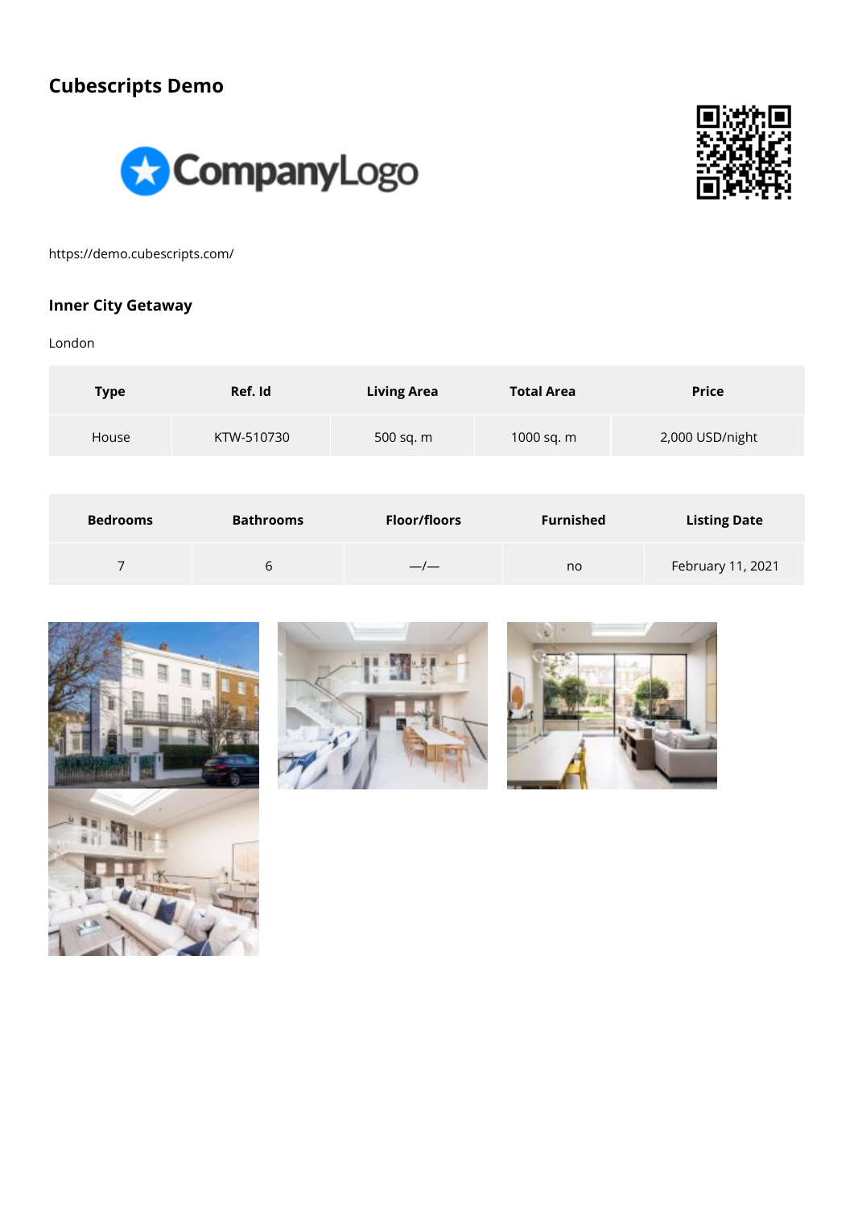## Cubescripts Demo

https://demo.cubescripts.com/

### Inner City Getaway

London

| Type | Ref. Id | Living Area | Total Area | Price |
|---|---|---|---|---|
| House | KTW-510730 | 500 sq. m | 1000 sq. m | 2,000 USD/night |

| Bedrooms | Bathrooms | Floor/floors | Furnished | Listing Date |
|---|---|---|---|---|
| 7 | 6 | —/— | no | February 11, 2021 |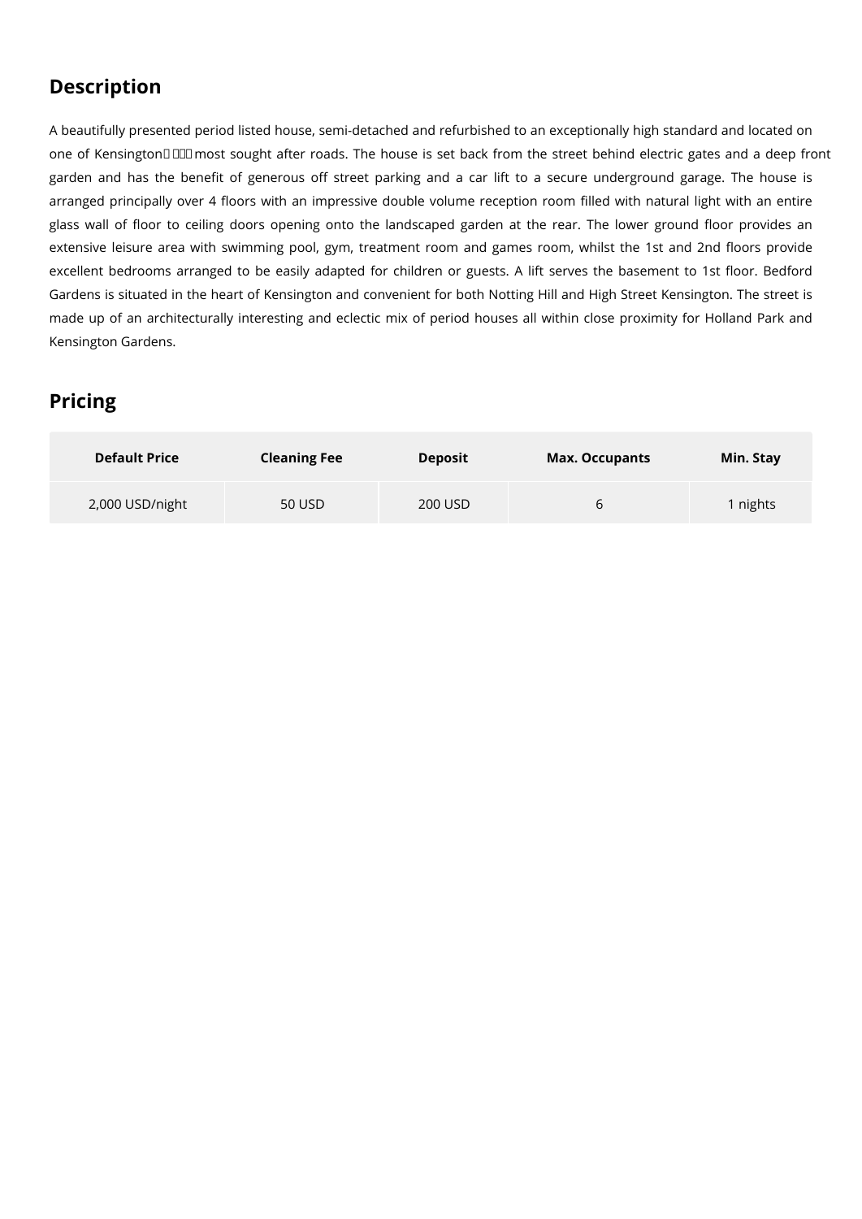## Description

A beautifully presented period listed house, semi-detached and refurbished to an exceptionally high standard and located on one of Kensington� ��� most sought after roads. The house is set back from the street behind electric gates and a deep front garden and has the benefit of generous off street parking and a car lift to a secure underground garage. The house is arranged principally over 4 floors with an impressive double volume reception room filled with natural light with an entire glass wall of floor to ceiling doors opening onto the landscaped garden at the rear. The lower ground floor provides an extensive leisure area with swimming pool, gym, treatment room and games room, whilst the 1st and 2nd floors provide excellent bedrooms arranged to be easily adapted for children or guests. A lift serves the basement to 1st floor. Bedford Gardens is situated in the heart of Kensington and convenient for both Notting Hill and High Street Kensington. The street is made up of an architecturally interesting and eclectic mix of period houses all within close proximity for Holland Park and Kensington Gardens.

## Pricing

| Default Price | Cleaning Fee | Deposit | Max. Occupants | Min. Stay |
|---|---|---|---|---|
| 2,000 USD/night | 50 USD | 200 USD | 6 | 1 nights |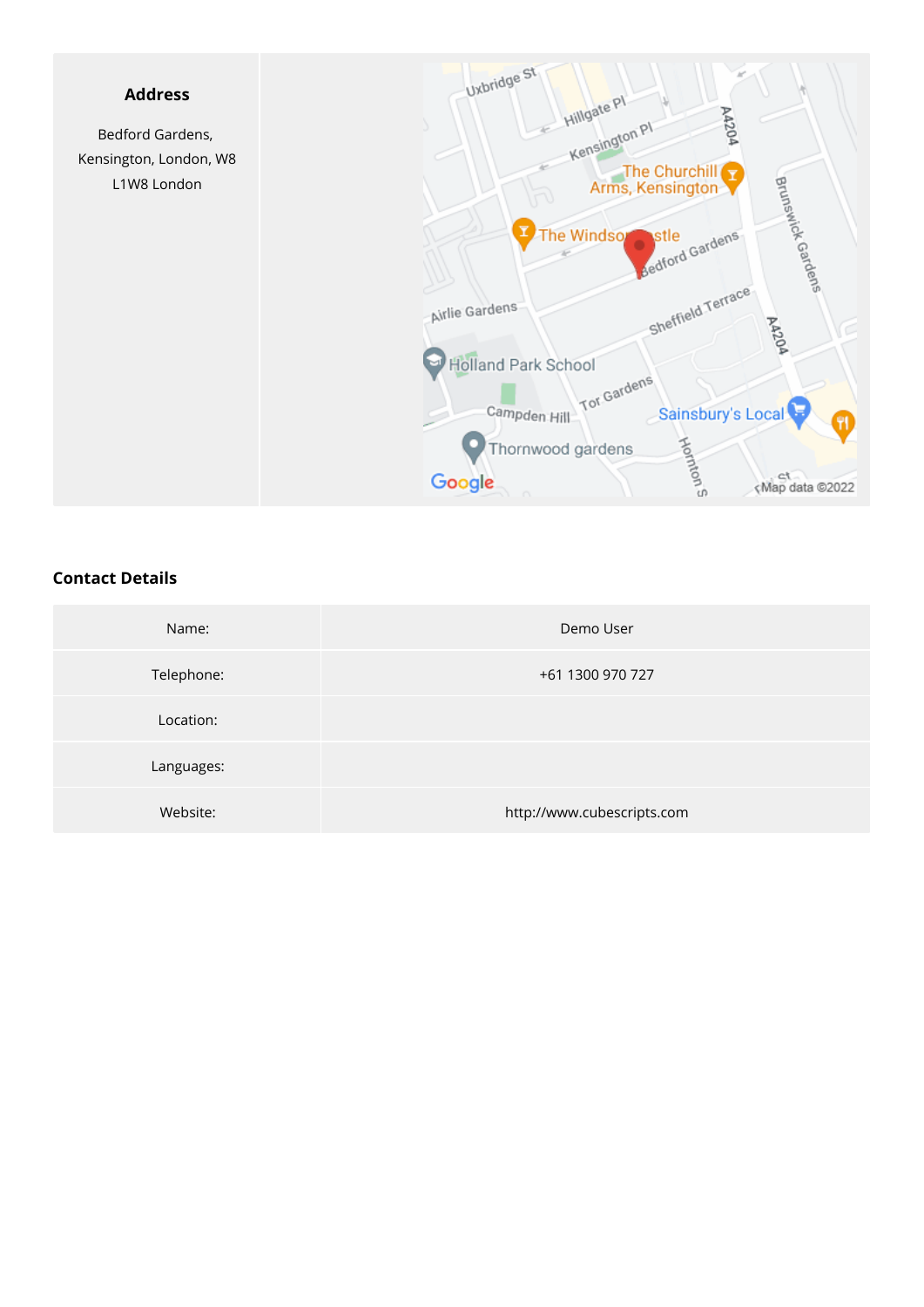### Address

Bedford Gardens, Kensington, London, W8 L1W8 London

### Contact Details

| | |
|---|---|
| Name: | Demo User |
| Telephone: | +61 1300 970 727 |
| Location: | |
| Languages: | |
| Website: | http://www.cubescripts.com |